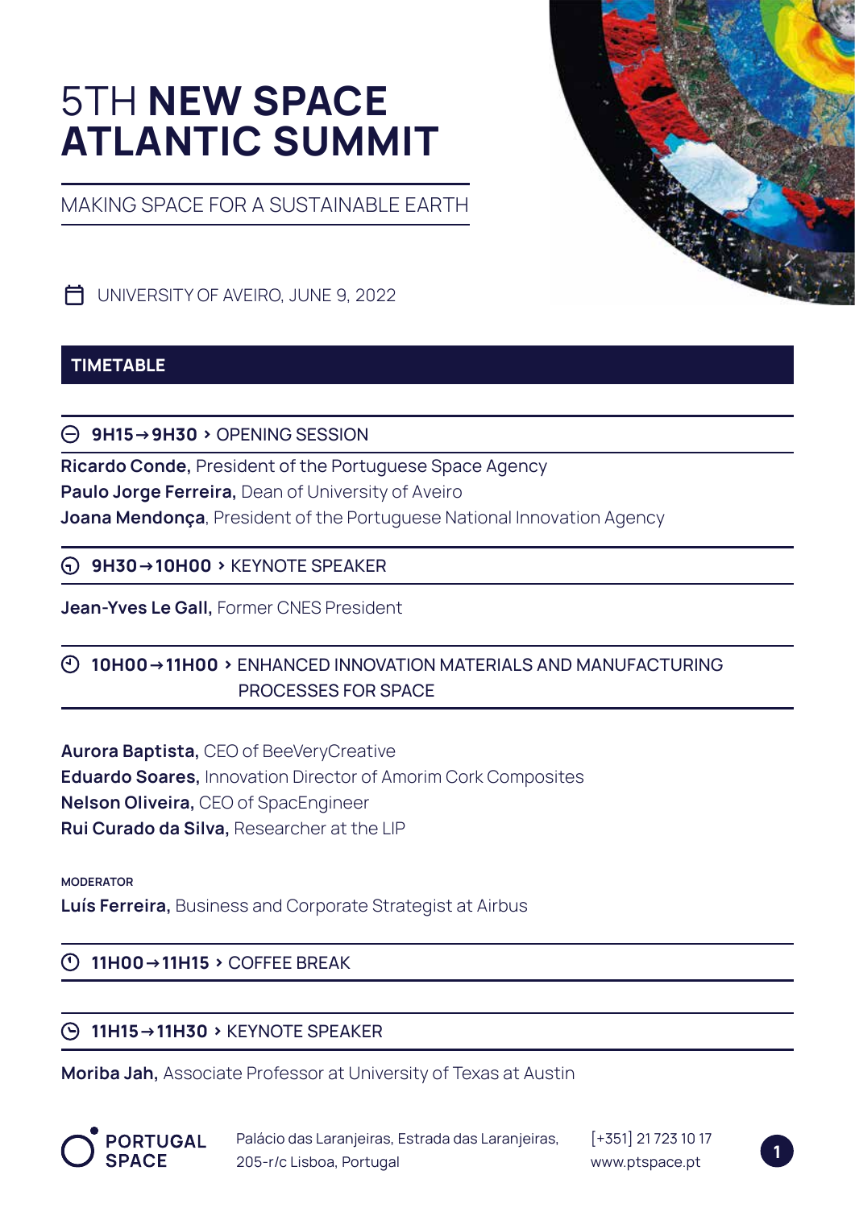# 5TH **NEW SPACE ATLANTIC SUMMIT**

MAKING SPACE FOR A SUSTAINABLE EARTH

UNIVERSITY OF AVEIRO, JUNE 9, 2022

## TIMETABLE

### 9H15→9H30 › OPENING SESSION

**Ricardo Conde,** President of the Portuguese Space Agency
**Paulo Jorge Ferreira,** Dean of University of Aveiro
**Joana Mendonça**, President of the Portuguese National Innovation Agency

### 9H30→10H00 › KEYNOTE SPEAKER

**Jean-Yves Le Gall,** Former CNES President

### 10H00→11H00 › ENHANCED INNOVATION MATERIALS AND MANUFACTURING PROCESSES FOR SPACE

**Aurora Baptista,** CEO of BeeVeryCreative
**Eduardo Soares,** Innovation Director of Amorim Cork Composites
**Nelson Oliveira,** CEO of SpacEngineer
**Rui Curado da Silva,** Researcher at the LIP

MODERATOR
**Luís Ferreira,** Business and Corporate Strategist at Airbus

### 11H00→11H15 › COFFEE BREAK

### 11H15→11H30 › KEYNOTE SPEAKER

**Moriba Jah,** Associate Professor at University of Texas at Austin

PORTUGAL SPACE
Palácio das Laranjeiras, Estrada das Laranjeiras, 205-r/c Lisboa, Portugal
[+351] 21 723 10 17
www.ptspace.pt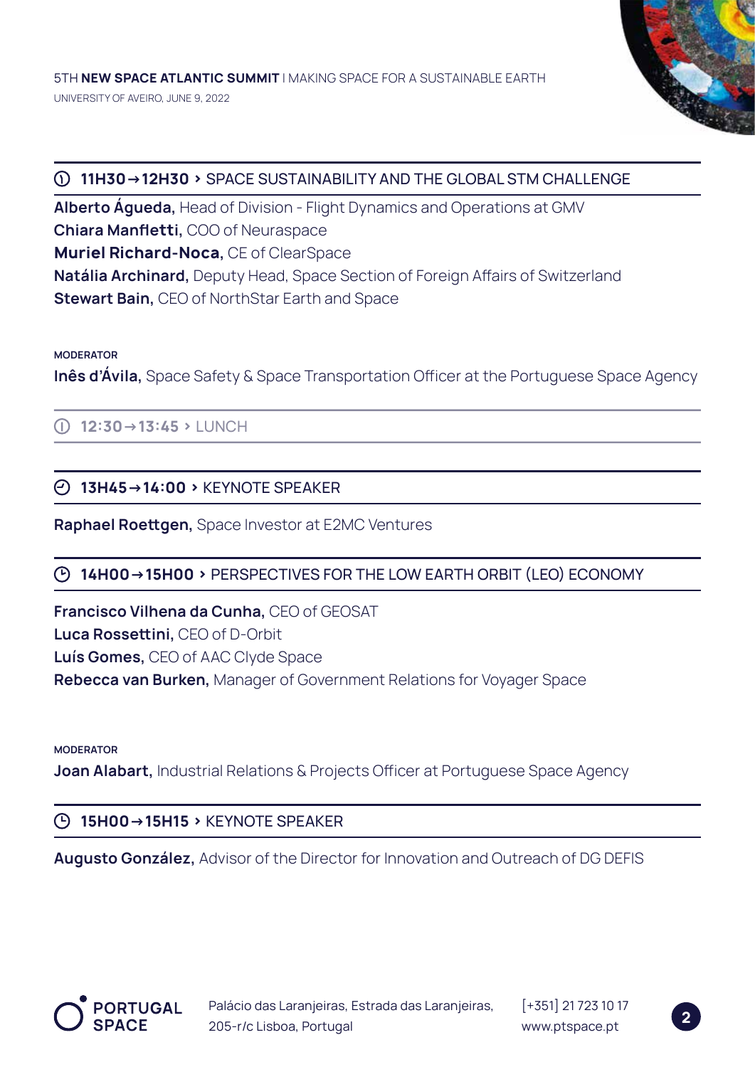## 11H30→12H30 › SPACE SUSTAINABILITY AND THE GLOBAL STM CHALLENGE

**Alberto Águeda,** Head of Division - Flight Dynamics and Operations at GMV
**Chiara Manfletti,** COO of Neuraspace
**Muriel Richard-Noca,** CE of ClearSpace
**Natália Archinard,** Deputy Head, Space Section of Foreign Affairs of Switzerland
**Stewart Bain,** CEO of NorthStar Earth and Space

MODERATOR

**Inês d'Ávila,** Space Safety & Space Transportation Officer at the Portuguese Space Agency

## 12:30→13:45 › LUNCH

## 13H45→14:00 › KEYNOTE SPEAKER

**Raphael Roettgen,** Space Investor at E2MC Ventures

## 14H00→15H00 › PERSPECTIVES FOR THE LOW EARTH ORBIT (LEO) ECONOMY

**Francisco Vilhena da Cunha,** CEO of GEOSAT
**Luca Rossettini,** CEO of D-Orbit
**Luís Gomes,** CEO of AAC Clyde Space
**Rebecca van Burken,** Manager of Government Relations for Voyager Space

MODERATOR

**Joan Alabart,** Industrial Relations & Projects Officer at Portuguese Space Agency

## 15H00→15H15 › KEYNOTE SPEAKER

**Augusto González,** Advisor of the Director for Innovation and Outreach of DG DEFIS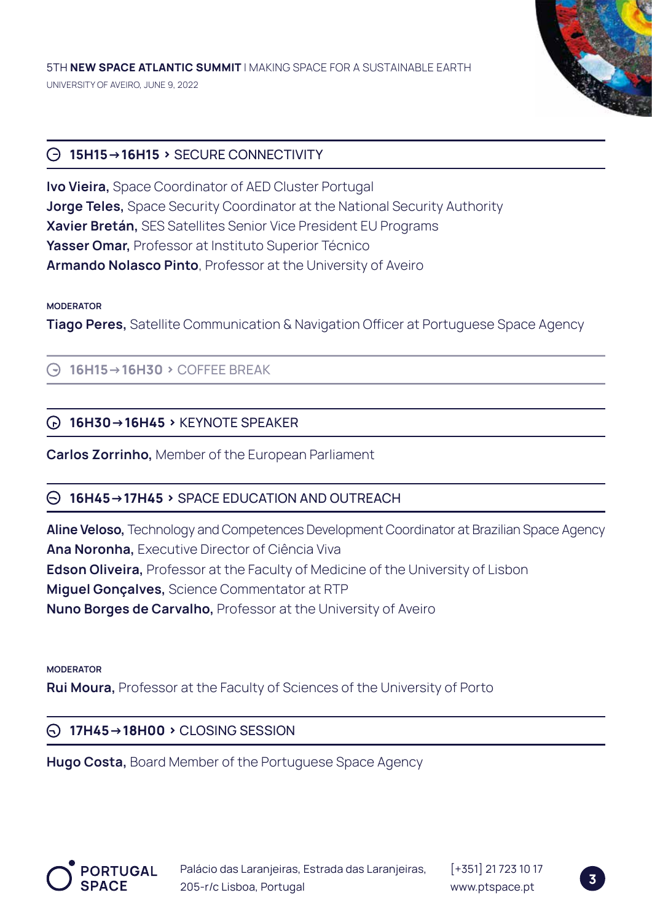## 15H15→16H15 › SECURE CONNECTIVITY

**Ivo Vieira,** Space Coordinator of AED Cluster Portugal
**Jorge Teles,** Space Security Coordinator at the National Security Authority
**Xavier Bretán,** SES Satellites Senior Vice President EU Programs
**Yasser Omar,** Professor at Instituto Superior Técnico
**Armando Nolasco Pinto**, Professor at the University of Aveiro

MODERATOR

**Tiago Peres,** Satellite Communication & Navigation Officer at Portuguese Space Agency

## 16H15→16H30 › COFFEE BREAK

## 16H30→16H45 › KEYNOTE SPEAKER

**Carlos Zorrinho,** Member of the European Parliament

## 16H45→17H45 › SPACE EDUCATION AND OUTREACH

**Aline Veloso,** Technology and Competences Development Coordinator at Brazilian Space Agency
**Ana Noronha,** Executive Director of Ciência Viva
**Edson Oliveira,** Professor at the Faculty of Medicine of the University of Lisbon
**Miguel Gonçalves,** Science Commentator at RTP
**Nuno Borges de Carvalho,** Professor at the University of Aveiro

MODERATOR

**Rui Moura,** Professor at the Faculty of Sciences of the University of Porto

## 17H45→18H00 › CLOSING SESSION

**Hugo Costa,** Board Member of the Portuguese Space Agency

PORTUGAL SPACE

Palácio das Laranjeiras, Estrada das Laranjeiras, 205-r/c Lisboa, Portugal

[+351] 21 723 10 17
www.ptspace.pt